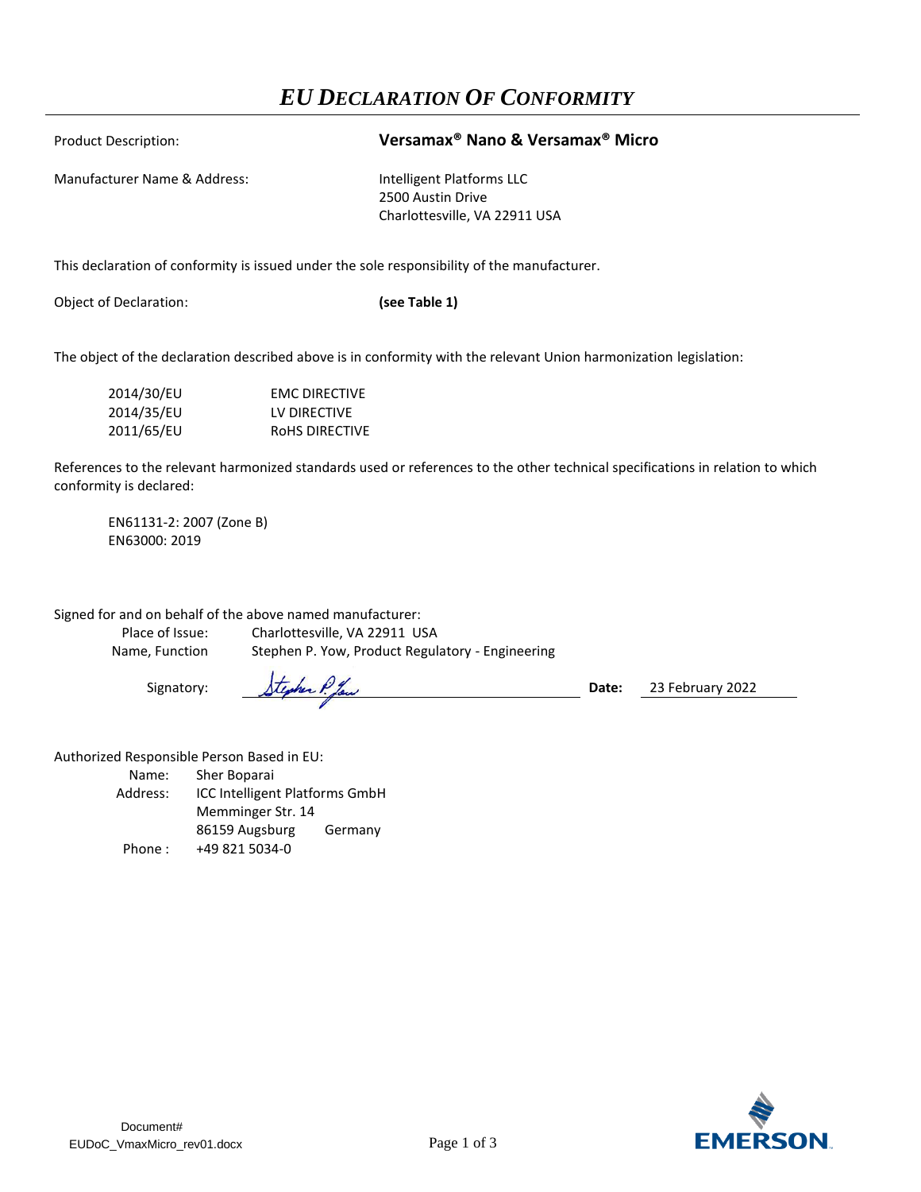# *EU DECLARATION OF CONFORMITY*

Product Description: **Versamax® Nano & Versamax® Micro**

Manufacturer Name & Address: Intelligent Platforms LLC
2500 Austin Drive
Charlottesville, VA 22911 USA

This declaration of conformity is issued under the sole responsibility of the manufacturer.

Object of Declaration: **(see Table 1)**

The object of the declaration described above is in conformity with the relevant Union harmonization legislation:

| | |
|---|---|
| 2014/30/EU | EMC DIRECTIVE |
| 2014/35/EU | LV DIRECTIVE |
| 2011/65/EU | RoHS DIRECTIVE |

References to the relevant harmonized standards used or references to the other technical specifications in relation to which conformity is declared:

EN61131-2: 2007 (Zone B)
EN63000: 2019

Signed for and on behalf of the above named manufacturer:

Place of Issue: Charlottesville, VA 22911 USA
Name, Function: Stephen P. Yow, Product Regulatory - Engineering

Signatory: Stephen P. Yow **Date:** 23 February 2022

Authorized Responsible Person Based in EU:

Name: Sher Boparai
Address: ICC Intelligent Platforms GmbH
Memminger Str. 14
86159 Augsburg Germany
Phone : +49 821 5034-0

Document#
EUDoC_VmaxMicro_rev01.docx

EMERSON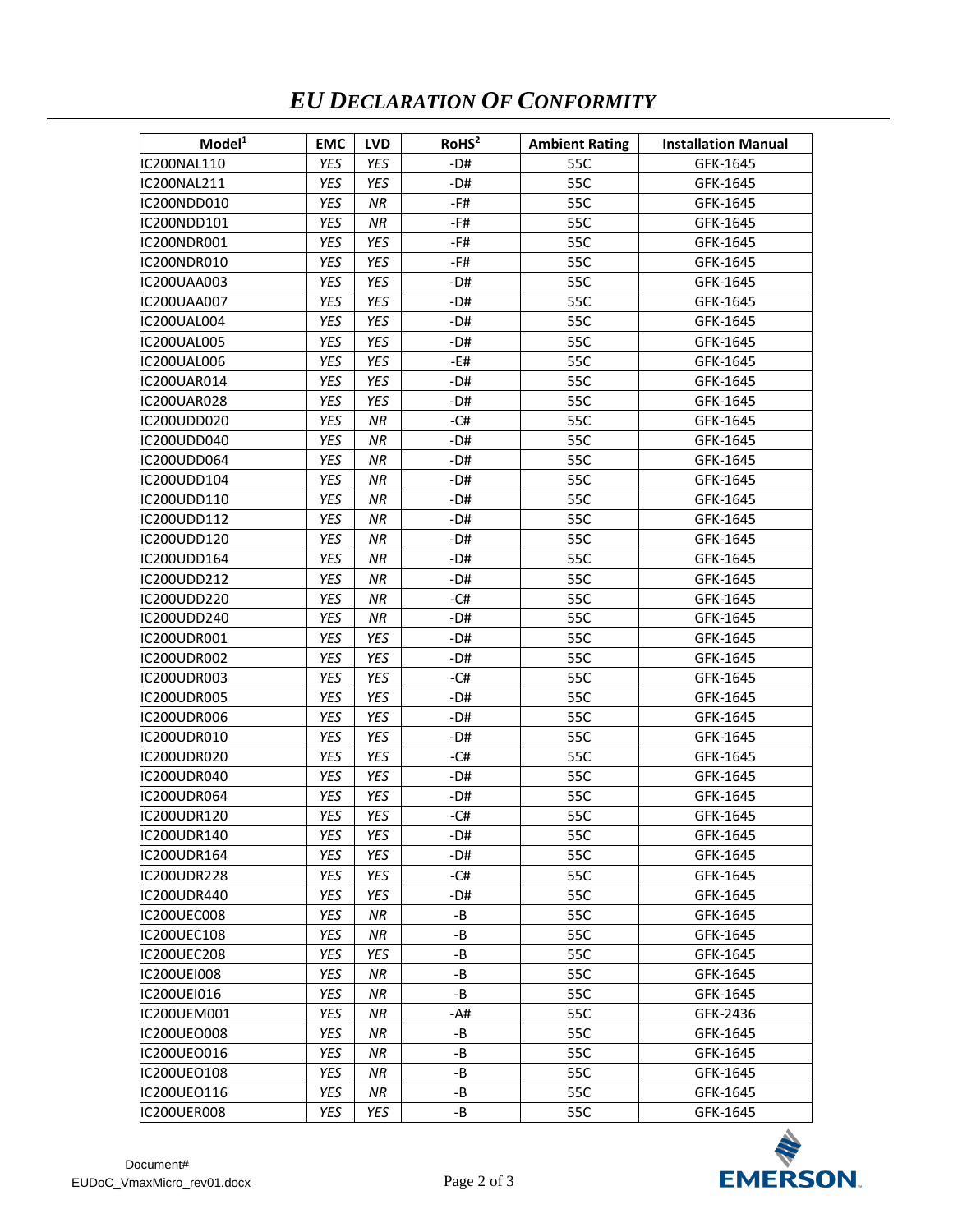# *EU DECLARATION OF CONFORMITY*

| Model[1] | EMC | LVD | RoHS[2] | Ambient Rating | Installation Manual |
|---|---|---|---|---|---|
| IC200NAL110 | *YES* | *YES* | -D# | 55C | GFK-1645 |
| IC200NAL211 | *YES* | *YES* | -D# | 55C | GFK-1645 |
| IC200NDD010 | *YES* | *NR* | -F# | 55C | GFK-1645 |
| IC200NDD101 | *YES* | *NR* | -F# | 55C | GFK-1645 |
| IC200NDR001 | *YES* | *YES* | -F# | 55C | GFK-1645 |
| IC200NDR010 | *YES* | *YES* | -F# | 55C | GFK-1645 |
| IC200UAA003 | *YES* | *YES* | -D# | 55C | GFK-1645 |
| IC200UAA007 | *YES* | *YES* | -D# | 55C | GFK-1645 |
| IC200UAL004 | *YES* | *YES* | -D# | 55C | GFK-1645 |
| IC200UAL005 | *YES* | *YES* | -D# | 55C | GFK-1645 |
| IC200UAL006 | *YES* | *YES* | -E# | 55C | GFK-1645 |
| IC200UAR014 | *YES* | *YES* | -D# | 55C | GFK-1645 |
| IC200UAR028 | *YES* | *YES* | -D# | 55C | GFK-1645 |
| IC200UDD020 | *YES* | *NR* | -C# | 55C | GFK-1645 |
| IC200UDD040 | *YES* | *NR* | -D# | 55C | GFK-1645 |
| IC200UDD064 | *YES* | *NR* | -D# | 55C | GFK-1645 |
| IC200UDD104 | *YES* | *NR* | -D# | 55C | GFK-1645 |
| IC200UDD110 | *YES* | *NR* | -D# | 55C | GFK-1645 |
| IC200UDD112 | *YES* | *NR* | -D# | 55C | GFK-1645 |
| IC200UDD120 | *YES* | *NR* | -D# | 55C | GFK-1645 |
| IC200UDD164 | *YES* | *NR* | -D# | 55C | GFK-1645 |
| IC200UDD212 | *YES* | *NR* | -D# | 55C | GFK-1645 |
| IC200UDD220 | *YES* | *NR* | -C# | 55C | GFK-1645 |
| IC200UDD240 | *YES* | *NR* | -D# | 55C | GFK-1645 |
| IC200UDR001 | *YES* | *YES* | -D# | 55C | GFK-1645 |
| IC200UDR002 | *YES* | *YES* | -D# | 55C | GFK-1645 |
| IC200UDR003 | *YES* | *YES* | -C# | 55C | GFK-1645 |
| IC200UDR005 | *YES* | *YES* | -D# | 55C | GFK-1645 |
| IC200UDR006 | *YES* | *YES* | -D# | 55C | GFK-1645 |
| IC200UDR010 | *YES* | *YES* | -D# | 55C | GFK-1645 |
| IC200UDR020 | *YES* | *YES* | -C# | 55C | GFK-1645 |
| IC200UDR040 | *YES* | *YES* | -D# | 55C | GFK-1645 |
| IC200UDR064 | *YES* | *YES* | -D# | 55C | GFK-1645 |
| IC200UDR120 | *YES* | *YES* | -C# | 55C | GFK-1645 |
| IC200UDR140 | *YES* | *YES* | -D# | 55C | GFK-1645 |
| IC200UDR164 | *YES* | *YES* | -D# | 55C | GFK-1645 |
| IC200UDR228 | *YES* | *YES* | -C# | 55C | GFK-1645 |
| IC200UDR440 | *YES* | *YES* | -D# | 55C | GFK-1645 |
| IC200UEC008 | *YES* | *NR* | -B | 55C | GFK-1645 |
| IC200UEC108 | *YES* | *NR* | -B | 55C | GFK-1645 |
| IC200UEC208 | *YES* | *YES* | -B | 55C | GFK-1645 |
| IC200UEI008 | *YES* | *NR* | -B | 55C | GFK-1645 |
| IC200UEI016 | *YES* | *NR* | -B | 55C | GFK-1645 |
| IC200UEM001 | *YES* | *NR* | -A# | 55C | GFK-2436 |
| IC200UEO008 | *YES* | *NR* | -B | 55C | GFK-1645 |
| IC200UEO016 | *YES* | *NR* | -B | 55C | GFK-1645 |
| IC200UEO108 | *YES* | *NR* | -B | 55C | GFK-1645 |
| IC200UEO116 | *YES* | *NR* | -B | 55C | GFK-1645 |
| IC200UER008 | *YES* | *YES* | -B | 55C | GFK-1645 |

Document#
EUDoC_VmaxMicro_rev01.docx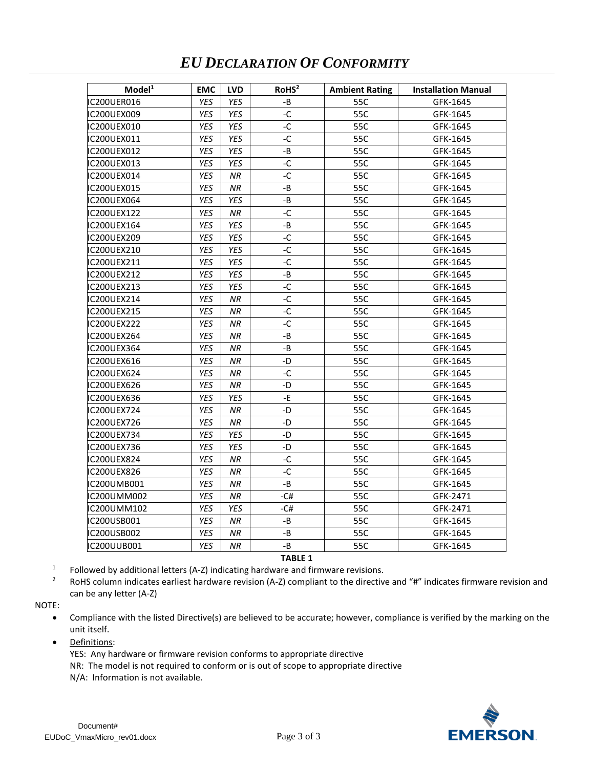# *EU DECLARATION OF CONFORMITY*

| Model[1] | EMC | LVD | RoHS[2] | Ambient Rating | Installation Manual |
|---|---|---|---|---|---|
| IC200UER016 | *YES* | *YES* | -B | 55C | GFK-1645 |
| IC200UEX009 | *YES* | *YES* | -C | 55C | GFK-1645 |
| IC200UEX010 | *YES* | *YES* | -C | 55C | GFK-1645 |
| IC200UEX011 | *YES* | *YES* | -C | 55C | GFK-1645 |
| IC200UEX012 | *YES* | *YES* | -B | 55C | GFK-1645 |
| IC200UEX013 | *YES* | *YES* | -C | 55C | GFK-1645 |
| IC200UEX014 | *YES* | *NR* | -C | 55C | GFK-1645 |
| IC200UEX015 | *YES* | *NR* | -B | 55C | GFK-1645 |
| IC200UEX064 | *YES* | *YES* | -B | 55C | GFK-1645 |
| IC200UEX122 | *YES* | *NR* | -C | 55C | GFK-1645 |
| IC200UEX164 | *YES* | *YES* | -B | 55C | GFK-1645 |
| IC200UEX209 | *YES* | *YES* | -C | 55C | GFK-1645 |
| IC200UEX210 | *YES* | *YES* | -C | 55C | GFK-1645 |
| IC200UEX211 | *YES* | *YES* | -C | 55C | GFK-1645 |
| IC200UEX212 | *YES* | *YES* | -B | 55C | GFK-1645 |
| IC200UEX213 | *YES* | *YES* | -C | 55C | GFK-1645 |
| IC200UEX214 | *YES* | *NR* | -C | 55C | GFK-1645 |
| IC200UEX215 | *YES* | *NR* | -C | 55C | GFK-1645 |
| IC200UEX222 | *YES* | *NR* | -C | 55C | GFK-1645 |
| IC200UEX264 | *YES* | *NR* | -B | 55C | GFK-1645 |
| IC200UEX364 | *YES* | *NR* | -B | 55C | GFK-1645 |
| IC200UEX616 | *YES* | *NR* | -D | 55C | GFK-1645 |
| IC200UEX624 | *YES* | *NR* | -C | 55C | GFK-1645 |
| IC200UEX626 | *YES* | *NR* | -D | 55C | GFK-1645 |
| IC200UEX636 | *YES* | *YES* | -E | 55C | GFK-1645 |
| IC200UEX724 | *YES* | *NR* | -D | 55C | GFK-1645 |
| IC200UEX726 | *YES* | *NR* | -D | 55C | GFK-1645 |
| IC200UEX734 | *YES* | *YES* | -D | 55C | GFK-1645 |
| IC200UEX736 | *YES* | *YES* | -D | 55C | GFK-1645 |
| IC200UEX824 | *YES* | *NR* | -C | 55C | GFK-1645 |
| IC200UEX826 | *YES* | *NR* | -C | 55C | GFK-1645 |
| IC200UMB001 | *YES* | *NR* | -B | 55C | GFK-1645 |
| IC200UMM002 | *YES* | *NR* | -C# | 55C | GFK-2471 |
| IC200UMM102 | *YES* | *YES* | -C# | 55C | GFK-2471 |
| IC200USB001 | *YES* | *NR* | -B | 55C | GFK-1645 |
| IC200USB002 | *YES* | *NR* | -B | 55C | GFK-1645 |
| IC200UUB001 | *YES* | *NR* | -B | 55C | GFK-1645 |

**TABLE 1**

[1] Followed by additional letters (A-Z) indicating hardware and firmware revisions.

[2] RoHS column indicates earliest hardware revision (A-Z) compliant to the directive and "#" indicates firmware revision and can be any letter (A-Z)

NOTE:

- Compliance with the listed Directive(s) are believed to be accurate; however, compliance is verified by the marking on the unit itself.
- Definitions:
  YES: Any hardware or firmware revision conforms to appropriate directive
  NR: The model is not required to conform or is out of scope to appropriate directive
  N/A: Information is not available.

Document#
EUDoC_VmaxMicro_rev01.docx

EMERSON.